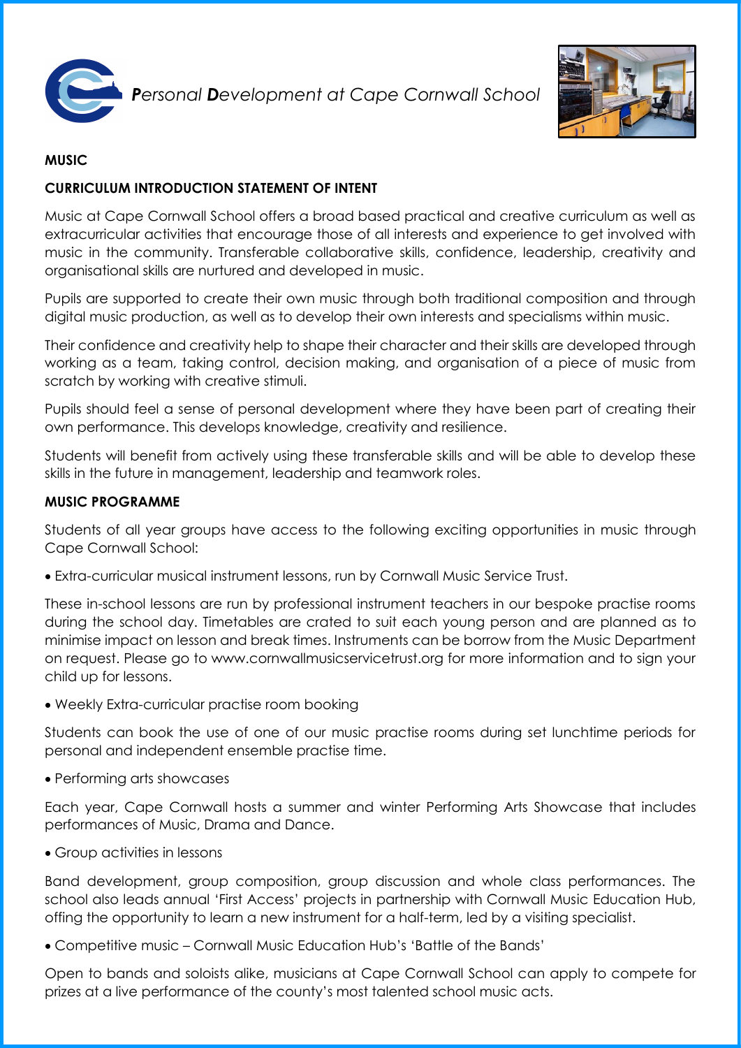*Personal Development at Cape Cornwall School*

**MUSIC**

**CURRICULUM INTRODUCTION STATEMENT OF INTENT**

Music at Cape Cornwall School offers a broad based practical and creative curriculum as well as extracurricular activities that encourage those of all interests and experience to get involved with music in the community. Transferable collaborative skills, confidence, leadership, creativity and organisational skills are nurtured and developed in music.

Pupils are supported to create their own music through both traditional composition and through digital music production, as well as to develop their own interests and specialisms within music.

Their confidence and creativity help to shape their character and their skills are developed through working as a team, taking control, decision making, and organisation of a piece of music from scratch by working with creative stimuli.

Pupils should feel a sense of personal development where they have been part of creating their own performance. This develops knowledge, creativity and resilience.

Students will benefit from actively using these transferable skills and will be able to develop these skills in the future in management, leadership and teamwork roles.

**MUSIC PROGRAMME**

Students of all year groups have access to the following exciting opportunities in music through Cape Cornwall School:

- Extra-curricular musical instrument lessons, run by Cornwall Music Service Trust.

These in-school lessons are run by professional instrument teachers in our bespoke practise rooms during the school day. Timetables are crated to suit each young person and are planned as to minimise impact on lesson and break times. Instruments can be borrow from the Music Department on request. Please go to www.cornwallmusicservicetrust.org for more information and to sign your child up for lessons.

- Weekly Extra-curricular practise room booking

Students can book the use of one of our music practise rooms during set lunchtime periods for personal and independent ensemble practise time.

- Performing arts showcases

Each year, Cape Cornwall hosts a summer and winter Performing Arts Showcase that includes performances of Music, Drama and Dance.

- Group activities in lessons

Band development, group composition, group discussion and whole class performances. The school also leads annual 'First Access' projects in partnership with Cornwall Music Education Hub, offing the opportunity to learn a new instrument for a half-term, led by a visiting specialist.

- Competitive music – Cornwall Music Education Hub's 'Battle of the Bands'

Open to bands and soloists alike, musicians at Cape Cornwall School can apply to compete for prizes at a live performance of the county's most talented school music acts.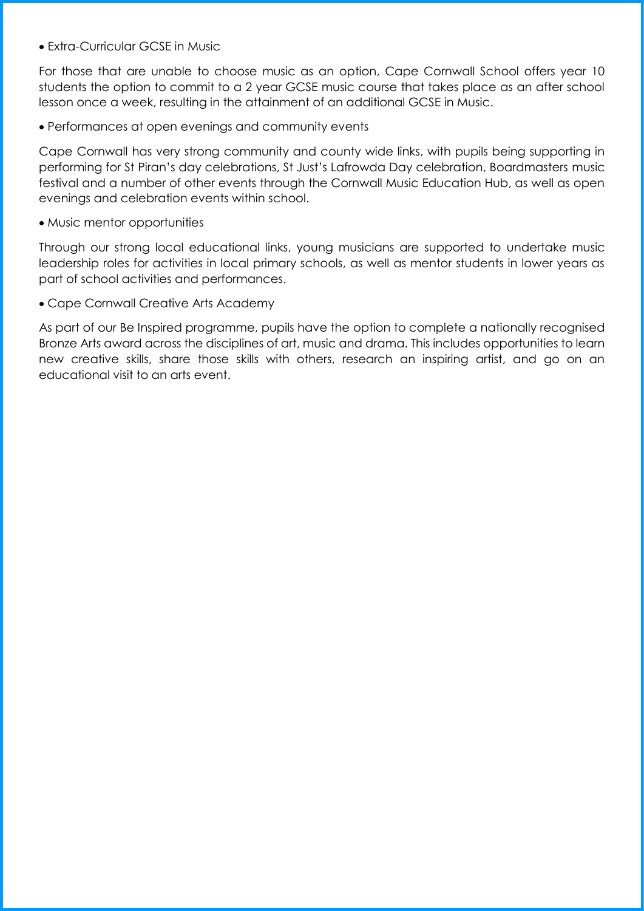- Extra-Curricular GCSE in Music

For those that are unable to choose music as an option, Cape Cornwall School offers year 10 students the option to commit to a 2 year GCSE music course that takes place as an after school lesson once a week, resulting in the attainment of an additional GCSE in Music.

- Performances at open evenings and community events

Cape Cornwall has very strong community and county wide links, with pupils being supporting in performing for St Piran's day celebrations, St Just's Lafrowda Day celebration, Boardmasters music festival and a number of other events through the Cornwall Music Education Hub, as well as open evenings and celebration events within school.

- Music mentor opportunities

Through our strong local educational links, young musicians are supported to undertake music leadership roles for activities in local primary schools, as well as mentor students in lower years as part of school activities and performances.

- Cape Cornwall Creative Arts Academy

As part of our Be Inspired programme, pupils have the option to complete a nationally recognised Bronze Arts award across the disciplines of art, music and drama. This includes opportunities to learn new creative skills, share those skills with others, research an inspiring artist, and go on an educational visit to an arts event.